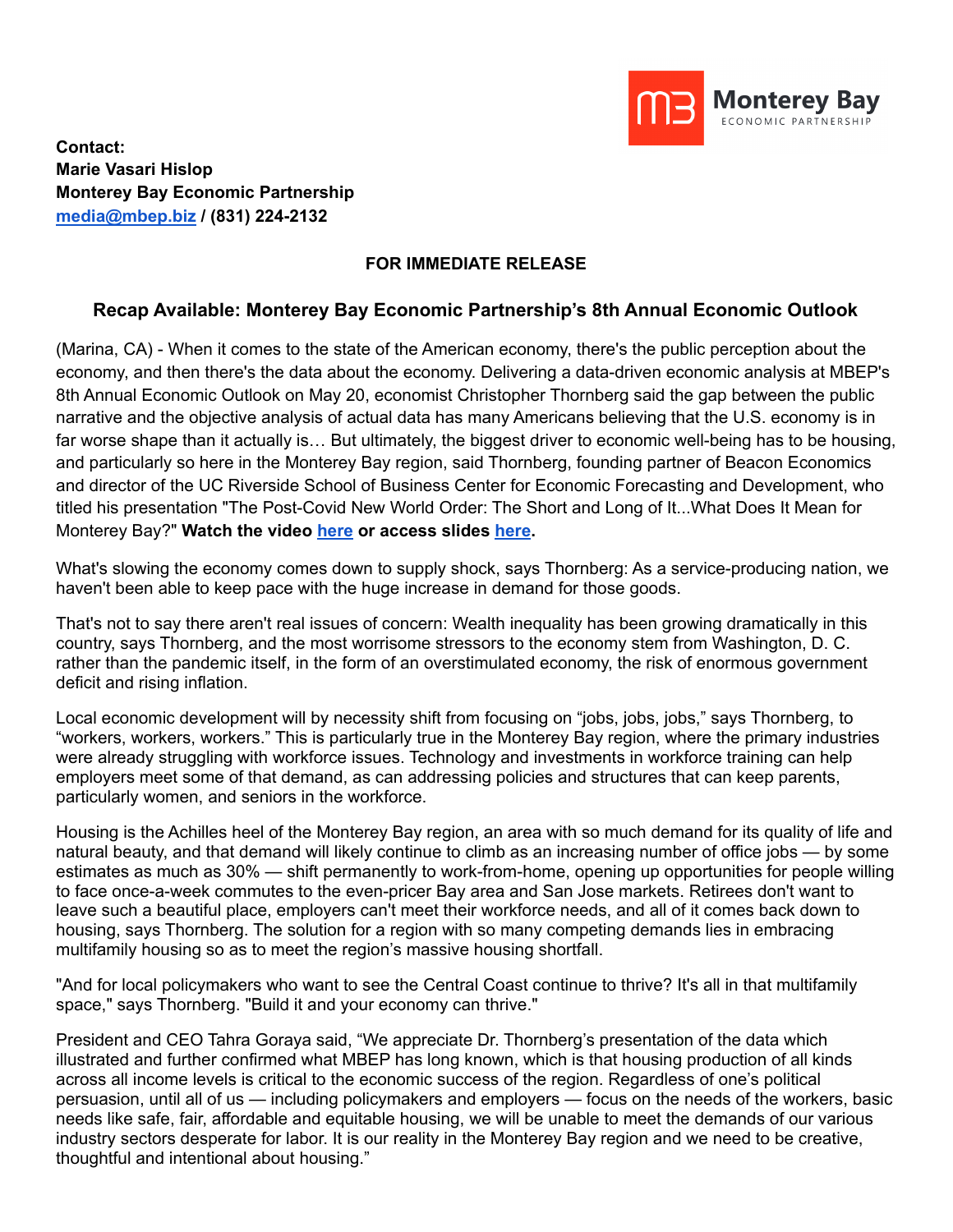**Contact:**
**Marie Vasari Hislop**
**Monterey Bay Economic Partnership**
**[media@mbep.biz](mailto:media@mbep.biz) / (831) 224-2132**

**FOR IMMEDIATE RELEASE**

## Recap Available: Monterey Bay Economic Partnership's 8th Annual Economic Outlook

(Marina, CA) - When it comes to the state of the American economy, there's the public perception about the economy, and then there's the data about the economy. Delivering a data-driven economic analysis at MBEP's 8th Annual Economic Outlook on May 20, economist Christopher Thornberg said the gap between the public narrative and the objective analysis of actual data has many Americans believing that the U.S. economy is in far worse shape than it actually is… But ultimately, the biggest driver to economic well-being has to be housing, and particularly so here in the Monterey Bay region, said Thornberg, founding partner of Beacon Economics and director of the UC Riverside School of Business Center for Economic Forecasting and Development, who titled his presentation "The Post-Covid New World Order: The Short and Long of It...What Does It Mean for Monterey Bay?" **Watch the video here or access slides here.**

What's slowing the economy comes down to supply shock, says Thornberg: As a service-producing nation, we haven't been able to keep pace with the huge increase in demand for those goods.

That's not to say there aren't real issues of concern: Wealth inequality has been growing dramatically in this country, says Thornberg, and the most worrisome stressors to the economy stem from Washington, D. C. rather than the pandemic itself, in the form of an overstimulated economy, the risk of enormous government deficit and rising inflation.

Local economic development will by necessity shift from focusing on "jobs, jobs, jobs," says Thornberg, to "workers, workers, workers." This is particularly true in the Monterey Bay region, where the primary industries were already struggling with workforce issues. Technology and investments in workforce training can help employers meet some of that demand, as can addressing policies and structures that can keep parents, particularly women, and seniors in the workforce.

Housing is the Achilles heel of the Monterey Bay region, an area with so much demand for its quality of life and natural beauty, and that demand will likely continue to climb as an increasing number of office jobs — by some estimates as much as 30% — shift permanently to work-from-home, opening up opportunities for people willing to face once-a-week commutes to the even-pricer Bay area and San Jose markets. Retirees don't want to leave such a beautiful place, employers can't meet their workforce needs, and all of it comes back down to housing, says Thornberg. The solution for a region with so many competing demands lies in embracing multifamily housing so as to meet the region's massive housing shortfall.

"And for local policymakers who want to see the Central Coast continue to thrive? It's all in that multifamily space," says Thornberg. "Build it and your economy can thrive."

President and CEO Tahra Goraya said, "We appreciate Dr. Thornberg's presentation of the data which illustrated and further confirmed what MBEP has long known, which is that housing production of all kinds across all income levels is critical to the economic success of the region. Regardless of one's political persuasion, until all of us — including policymakers and employers — focus on the needs of the workers, basic needs like safe, fair, affordable and equitable housing, we will be unable to meet the demands of our various industry sectors desperate for labor. It is our reality in the Monterey Bay region and we need to be creative, thoughtful and intentional about housing."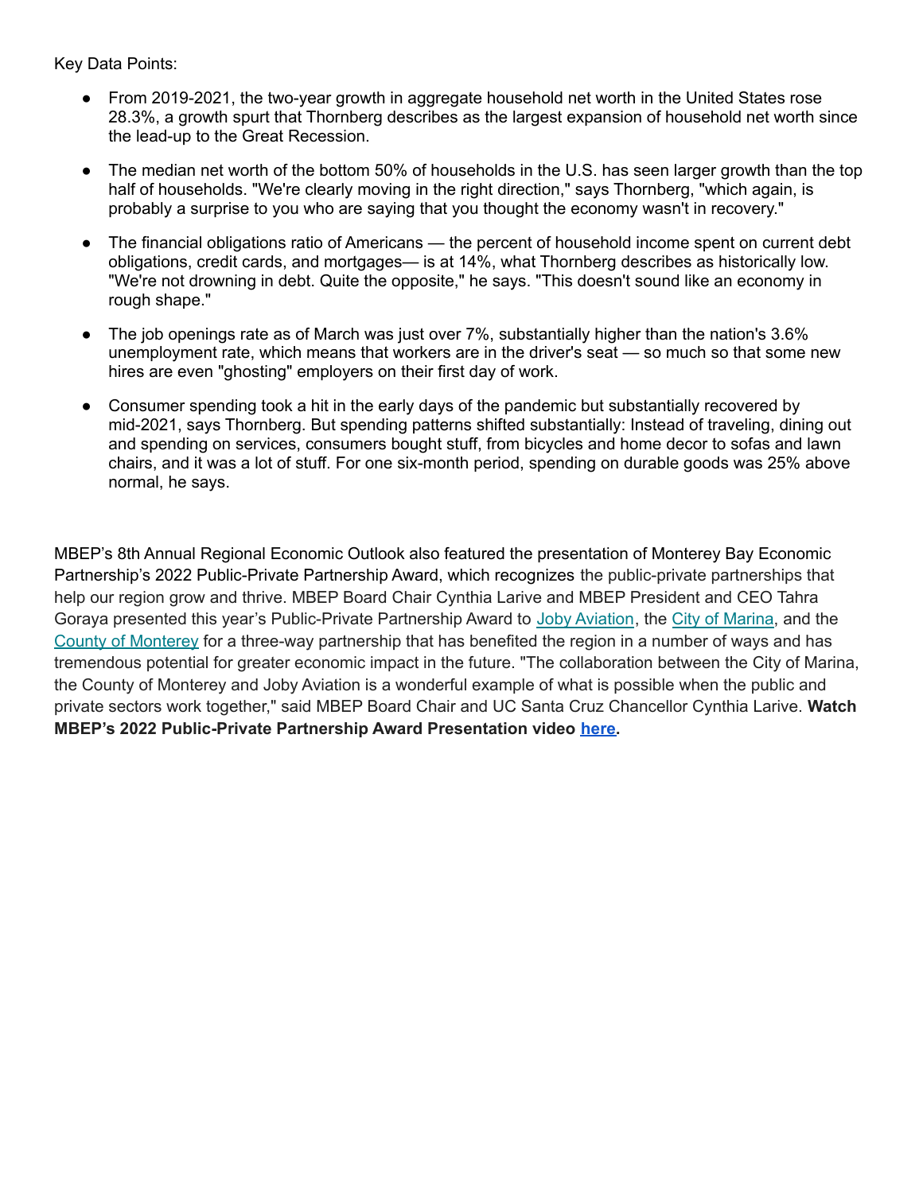Key Data Points:

- From 2019-2021, the two-year growth in aggregate household net worth in the United States rose 28.3%, a growth spurt that Thornberg describes as the largest expansion of household net worth since the lead-up to the Great Recession.
- The median net worth of the bottom 50% of households in the U.S. has seen larger growth than the top half of households. "We're clearly moving in the right direction," says Thornberg, "which again, is probably a surprise to you who are saying that you thought the economy wasn't in recovery."
- The financial obligations ratio of Americans — the percent of household income spent on current debt obligations, credit cards, and mortgages— is at 14%, what Thornberg describes as historically low. "We're not drowning in debt. Quite the opposite," he says. "This doesn't sound like an economy in rough shape."
- The job openings rate as of March was just over 7%, substantially higher than the nation's 3.6% unemployment rate, which means that workers are in the driver's seat — so much so that some new hires are even "ghosting" employers on their first day of work.
- Consumer spending took a hit in the early days of the pandemic but substantially recovered by mid-2021, says Thornberg. But spending patterns shifted substantially: Instead of traveling, dining out and spending on services, consumers bought stuff, from bicycles and home decor to sofas and lawn chairs, and it was a lot of stuff. For one six-month period, spending on durable goods was 25% above normal, he says.

MBEP's 8th Annual Regional Economic Outlook also featured the presentation of Monterey Bay Economic Partnership's 2022 Public-Private Partnership Award, which recognizes the public-private partnerships that help our region grow and thrive. MBEP Board Chair Cynthia Larive and MBEP President and CEO Tahra Goraya presented this year's Public-Private Partnership Award to Joby Aviation, the City of Marina, and the County of Monterey for a three-way partnership that has benefited the region in a number of ways and has tremendous potential for greater economic impact in the future. "The collaboration between the City of Marina, the County of Monterey and Joby Aviation is a wonderful example of what is possible when the public and private sectors work together," said MBEP Board Chair and UC Santa Cruz Chancellor Cynthia Larive. **Watch MBEP's 2022 Public-Private Partnership Award Presentation video here.**